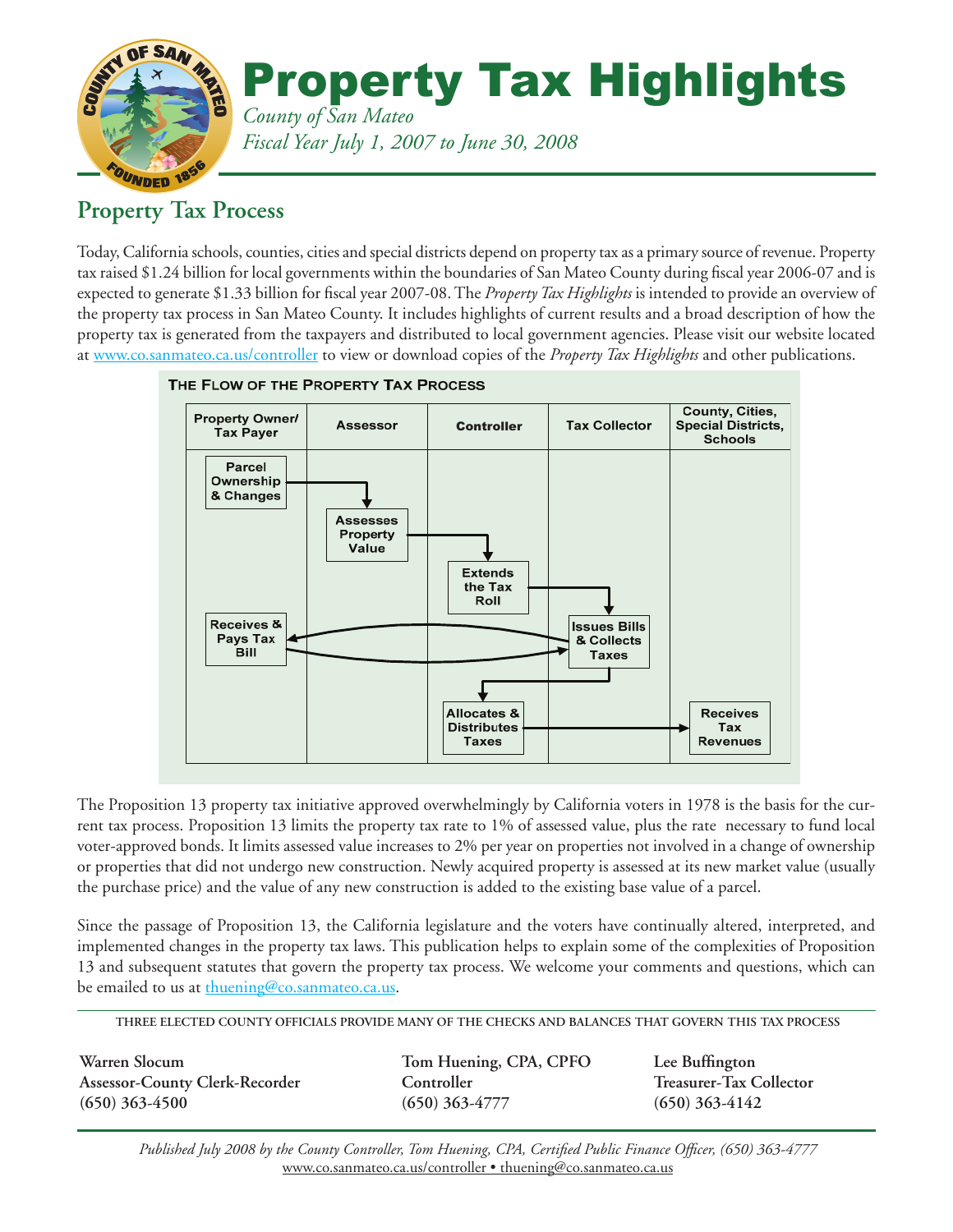# Property Tax Highlights

*County of San Mateo*
*Fiscal Year July 1, 2007 to June 30, 2008*

## Property Tax Process

Today, California schools, counties, cities and special districts depend on property tax as a primary source of revenue. Property tax raised $1.24 billion for local governments within the boundaries of San Mateo County during fiscal year 2006-07 and is expected to generate $1.33 billion for fiscal year 2007-08. The *Property Tax Highlights* is intended to provide an overview of the property tax process in San Mateo County. It includes highlights of current results and a broad description of how the property tax is generated from the taxpayers and distributed to local government agencies. Please visit our website located at www.co.sanmateo.ca.us/controller to view or download copies of the *Property Tax Highlights* and other publications.

**The Flow of the Property Tax Process**

| Property Owner/ Tax Payer | Assessor | Controller | Tax Collector | County, Cities, Special Districts, Schools |
|---|---|---|---|---|
| Parcel Ownership & Changes | | | | |
| | Assesses Property Value | | | |
| | | Extends the Tax Roll | | |
| Receives & Pays Tax Bill | | | Issues Bills & Collects Taxes | |
| | | Allocates & Distributes Taxes | | Receives Tax Revenues |

The Proposition 13 property tax initiative approved overwhelmingly by California voters in 1978 is the basis for the current tax process. Proposition 13 limits the property tax rate to 1% of assessed value, plus the rate necessary to fund local voter-approved bonds. It limits assessed value increases to 2% per year on properties not involved in a change of ownership or properties that did not undergo new construction. Newly acquired property is assessed at its new market value (usually the purchase price) and the value of any new construction is added to the existing base value of a parcel.

Since the passage of Proposition 13, the California legislature and the voters have continually altered, interpreted, and implemented changes in the property tax laws. This publication helps to explain some of the complexities of Proposition 13 and subsequent statutes that govern the property tax process. We welcome your comments and questions, which can be emailed to us at thuening@co.sanmateo.ca.us.

**THREE ELECTED COUNTY OFFICIALS PROVIDE MANY OF THE CHECKS AND BALANCES THAT GOVERN THIS TAX PROCESS**

**Warren Slocum**
**Assessor-County Clerk-Recorder**
**(650) 363-4500**

**Tom Huening, CPA, CPFO**
**Controller**
**(650) 363-4777**

**Lee Buffington**
**Treasurer-Tax Collector**
**(650) 363-4142**

*Published July 2008 by the County Controller, Tom Huening, CPA, Certified Public Finance Officer, (650) 363-4777*
www.co.sanmateo.ca.us/controller • thuening@co.sanmateo.ca.us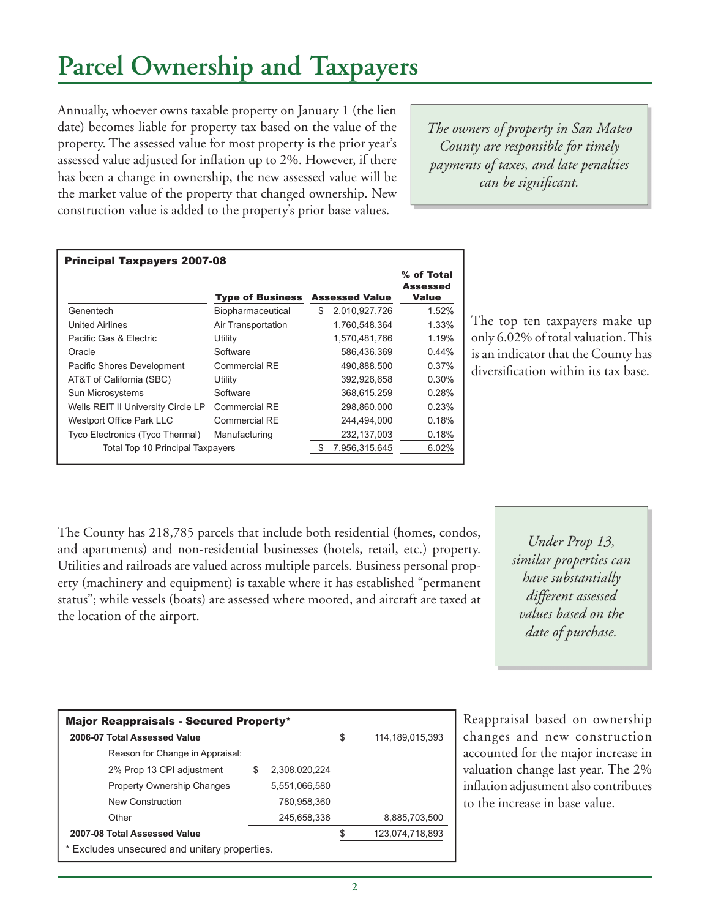# Parcel Ownership and Taxpayers

Annually, whoever owns taxable property on January 1 (the lien date) becomes liable for property tax based on the value of the property. The assessed value for most property is the prior year's assessed value adjusted for inflation up to 2%. However, if there has been a change in ownership, the new assessed value will be the market value of the property that changed ownership. New construction value is added to the property's prior base values.

*The owners of property in San Mateo County are responsible for timely payments of taxes, and late penalties can be significant.*

**Principal Taxpayers 2007-08**

| | Type of Business | Assessed Value | % of Total Assessed Value |
|---|---|---|---|
| Genentech | Biopharmaceutical | $ 2,010,927,726 | 1.52% |
| United Airlines | Air Transportation | 1,760,548,364 | 1.33% |
| Pacific Gas & Electric | Utility | 1,570,481,766 | 1.19% |
| Oracle | Software | 586,436,369 | 0.44% |
| Pacific Shores Development | Commercial RE | 490,888,500 | 0.37% |
| AT&T of California (SBC) | Utility | 392,926,658 | 0.30% |
| Sun Microsystems | Software | 368,615,259 | 0.28% |
| Wells REIT II University Circle LP | Commercial RE | 298,860,000 | 0.23% |
| Westport Office Park LLC | Commercial RE | 244,494,000 | 0.18% |
| Tyco Electronics (Tyco Thermal) | Manufacturing | 232,137,003 | 0.18% |
| Total Top 10 Principal Taxpayers | | $ 7,956,315,645 | 6.02% |

The top ten taxpayers make up only 6.02% of total valuation. This is an indicator that the County has diversification within its tax base.

The County has 218,785 parcels that include both residential (homes, condos, and apartments) and non-residential businesses (hotels, retail, etc.) property. Utilities and railroads are valued across multiple parcels. Business personal property (machinery and equipment) is taxable where it has established "permanent status"; while vessels (boats) are assessed where moored, and aircraft are taxed at the location of the airport.

*Under Prop 13, similar properties can have substantially different assessed values based on the date of purchase.*

**Major Reappraisals - Secured Property***

| | | |
|---|---|---|
| **2006-07 Total Assessed Value** | | $ 114,189,015,393 |
| Reason for Change in Appraisal: | | |
| 2% Prop 13 CPI adjustment | $ 2,308,020,224 | |
| Property Ownership Changes | 5,551,066,580 | |
| New Construction | 780,958,360 | |
| Other | 245,658,336 | 8,885,703,500 |
| **2007-08 Total Assessed Value** | | $ 123,074,718,893 |

\* Excludes unsecured and unitary properties.

Reappraisal based on ownership changes and new construction accounted for the major increase in valuation change last year. The 2% inflation adjustment also contributes to the increase in base value.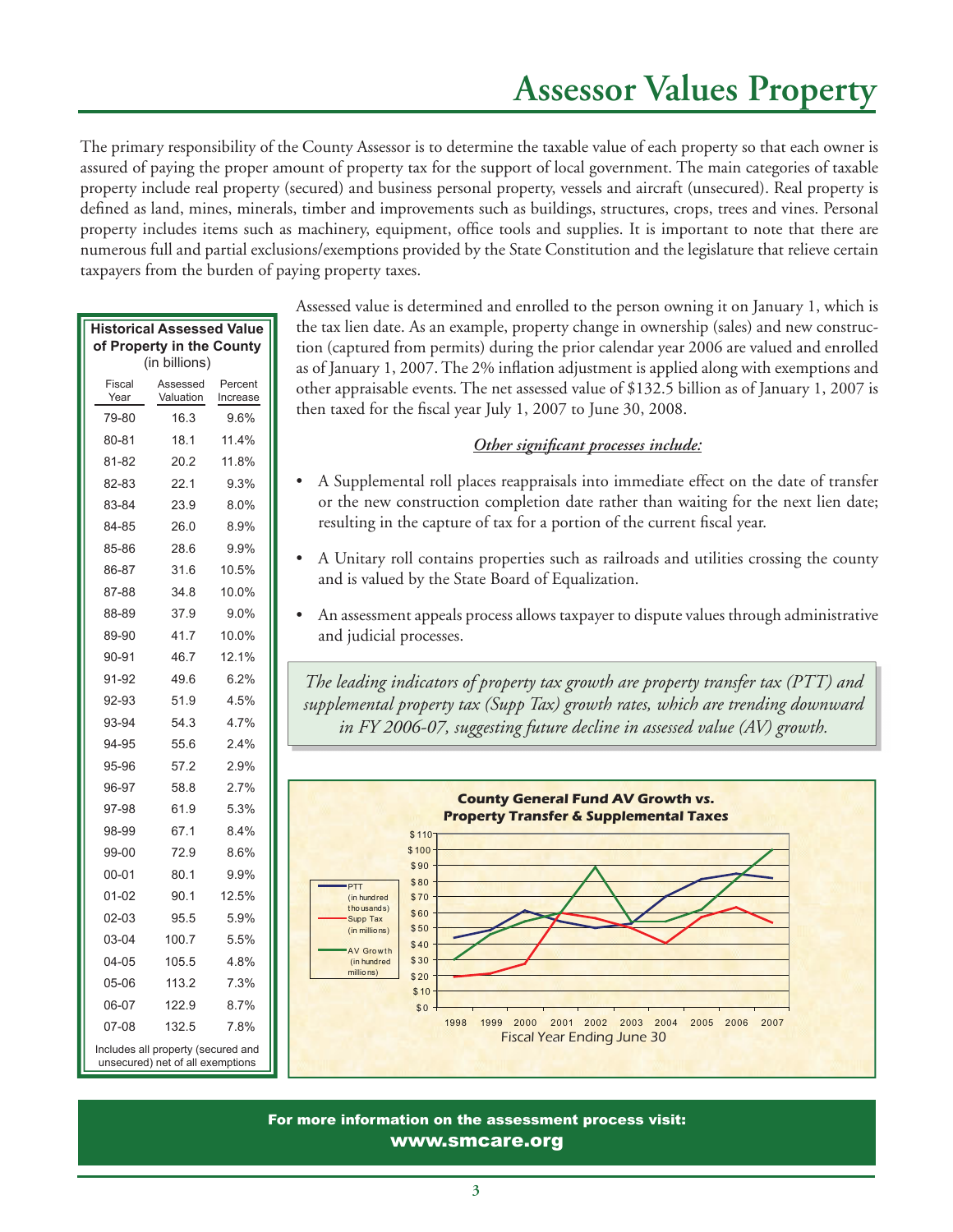# Assessor Values Property

The primary responsibility of the County Assessor is to determine the taxable value of each property so that each owner is assured of paying the proper amount of property tax for the support of local government. The main categories of taxable property include real property (secured) and business personal property, vessels and aircraft (unsecured). Real property is defined as land, mines, minerals, timber and improvements such as buildings, structures, crops, trees and vines. Personal property includes items such as machinery, equipment, office tools and supplies. It is important to note that there are numerous full and partial exclusions/exemptions provided by the State Constitution and the legislature that relieve certain taxpayers from the burden of paying property taxes.

**Historical Assessed Value of Property in the County** (in billions)

| Fiscal Year | Assessed Valuation | Percent Increase |
|---|---|---|
| 79-80 | 16.3 | 9.6% |
| 80-81 | 18.1 | 11.4% |
| 81-82 | 20.2 | 11.8% |
| 82-83 | 22.1 | 9.3% |
| 83-84 | 23.9 | 8.0% |
| 84-85 | 26.0 | 8.9% |
| 85-86 | 28.6 | 9.9% |
| 86-87 | 31.6 | 10.5% |
| 87-88 | 34.8 | 10.0% |
| 88-89 | 37.9 | 9.0% |
| 89-90 | 41.7 | 10.0% |
| 90-91 | 46.7 | 12.1% |
| 91-92 | 49.6 | 6.2% |
| 92-93 | 51.9 | 4.5% |
| 93-94 | 54.3 | 4.7% |
| 94-95 | 55.6 | 2.4% |
| 95-96 | 57.2 | 2.9% |
| 96-97 | 58.8 | 2.7% |
| 97-98 | 61.9 | 5.3% |
| 98-99 | 67.1 | 8.4% |
| 99-00 | 72.9 | 8.6% |
| 00-01 | 80.1 | 9.9% |
| 01-02 | 90.1 | 12.5% |
| 02-03 | 95.5 | 5.9% |
| 03-04 | 100.7 | 5.5% |
| 04-05 | 105.5 | 4.8% |
| 05-06 | 113.2 | 7.3% |
| 06-07 | 122.9 | 8.7% |
| 07-08 | 132.5 | 7.8% |

Includes all property (secured and unsecured) net of all exemptions

Assessed value is determined and enrolled to the person owning it on January 1, which is the tax lien date. As an example, property change in ownership (sales) and new construction (captured from permits) during the prior calendar year 2006 are valued and enrolled as of January 1, 2007. The 2% inflation adjustment is applied along with exemptions and other appraisable events. The net assessed value of $132.5 billion as of January 1, 2007 is then taxed for the fiscal year July 1, 2007 to June 30, 2008.

***Other significant processes include:***

- A Supplemental roll places reappraisals into immediate effect on the date of transfer or the new construction completion date rather than waiting for the next lien date; resulting in the capture of tax for a portion of the current fiscal year.
- A Unitary roll contains properties such as railroads and utilities crossing the county and is valued by the State Board of Equalization.
- An assessment appeals process allows taxpayer to dispute values through administrative and judicial processes.

*The leading indicators of property tax growth are property transfer tax (PTT) and supplemental property tax (Supp Tax) growth rates, which are trending downward in FY 2006-07, suggesting future decline in assessed value (AV) growth.*

**County General Fund AV Growth vs. Property Transfer & Supplemental Taxes**

Legend: PTT (in hundred thousands); Supp Tax (in millions); AV Growth (in hundred millions)

Y-axis: $0 – $110. X-axis: Fiscal Year Ending June 30 (1998–2007)

**For more information on the assessment process visit:**
**www.smcare.org**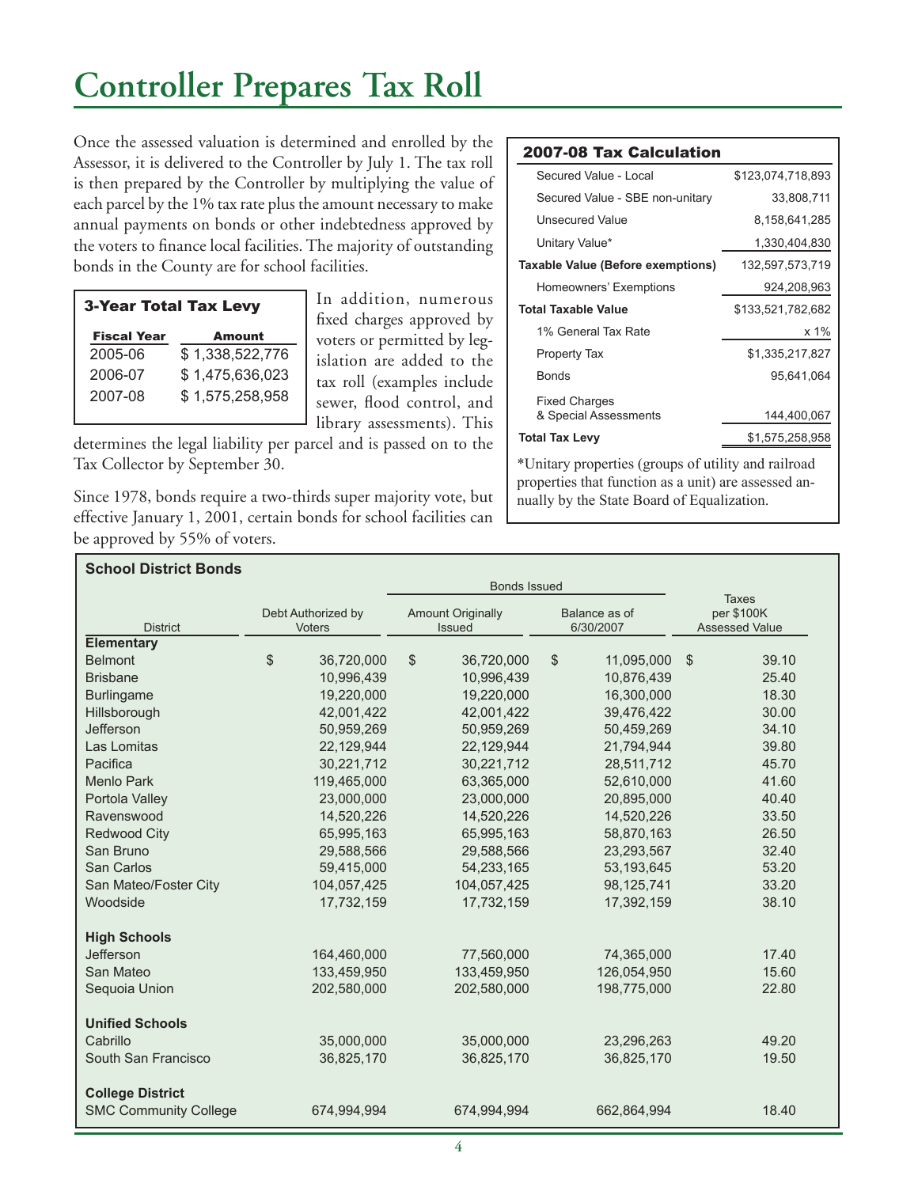# Controller Prepares Tax Roll

Once the assessed valuation is determined and enrolled by the Assessor, it is delivered to the Controller by July 1. The tax roll is then prepared by the Controller by multiplying the value of each parcel by the 1% tax rate plus the amount necessary to make annual payments on bonds or other indebtedness approved by the voters to finance local facilities. The majority of outstanding bonds in the County are for school facilities.

**3-Year Total Tax Levy**

| Fiscal Year | Amount |
|---|---|
| 2005-06 | $ 1,338,522,776 |
| 2006-07 | $ 1,475,636,023 |
| 2007-08 | $ 1,575,258,958 |

In addition, numerous fixed charges approved by voters or permitted by legislation are added to the tax roll (examples include sewer, flood control, and library assessments). This determines the legal liability per parcel and is passed on to the Tax Collector by September 30.

Since 1978, bonds require a two-thirds super majority vote, but effective January 1, 2001, certain bonds for school facilities can be approved by 55% of voters.

**2007-08 Tax Calculation**

| | |
|---|---|
| Secured Value - Local | $123,074,718,893 |
| Secured Value - SBE non-unitary | 33,808,711 |
| Unsecured Value | 8,158,641,285 |
| Unitary Value* | 1,330,404,830 |
| **Taxable Value (Before exemptions)** | 132,597,573,719 |
| Homeowners' Exemptions | 924,208,963 |
| **Total Taxable Value** | $133,521,782,682 |
| 1% General Tax Rate | x 1% |
| Property Tax | $1,335,217,827 |
| Bonds | 95,641,064 |
| Fixed Charges & Special Assessments | 144,400,067 |
| **Total Tax Levy** | $1,575,258,958 |

*Unitary properties (groups of utility and railroad properties that function as a unit) are assessed annually by the State Board of Equalization.

**School District Bonds**

| District | Debt Authorized by Voters | Bonds Issued: Amount Originally Issued | Bonds Issued: Balance as of 6/30/2007 | Taxes per $100K Assessed Value |
|---|---|---|---|---|
| **Elementary** | | | | |
| Belmont | $ 36,720,000 | $ 36,720,000 | $ 11,095,000 | $ 39.10 |
| Brisbane | 10,996,439 | 10,996,439 | 10,876,439 | 25.40 |
| Burlingame | 19,220,000 | 19,220,000 | 16,300,000 | 18.30 |
| Hillsborough | 42,001,422 | 42,001,422 | 39,476,422 | 30.00 |
| Jefferson | 50,959,269 | 50,959,269 | 50,459,269 | 34.10 |
| Las Lomitas | 22,129,944 | 22,129,944 | 21,794,944 | 39.80 |
| Pacifica | 30,221,712 | 30,221,712 | 28,511,712 | 45.70 |
| Menlo Park | 119,465,000 | 63,365,000 | 52,610,000 | 41.60 |
| Portola Valley | 23,000,000 | 23,000,000 | 20,895,000 | 40.40 |
| Ravenswood | 14,520,226 | 14,520,226 | 14,520,226 | 33.50 |
| Redwood City | 65,995,163 | 65,995,163 | 58,870,163 | 26.50 |
| San Bruno | 29,588,566 | 29,588,566 | 23,293,567 | 32.40 |
| San Carlos | 59,415,000 | 54,233,165 | 53,193,645 | 53.20 |
| San Mateo/Foster City | 104,057,425 | 104,057,425 | 98,125,741 | 33.20 |
| Woodside | 17,732,159 | 17,732,159 | 17,392,159 | 38.10 |
| **High Schools** | | | | |
| Jefferson | 164,460,000 | 77,560,000 | 74,365,000 | 17.40 |
| San Mateo | 133,459,950 | 133,459,950 | 126,054,950 | 15.60 |
| Sequoia Union | 202,580,000 | 202,580,000 | 198,775,000 | 22.80 |
| **Unified Schools** | | | | |
| Cabrillo | 35,000,000 | 35,000,000 | 23,296,263 | 49.20 |
| South San Francisco | 36,825,170 | 36,825,170 | 36,825,170 | 19.50 |
| **College District** | | | | |
| SMC Community College | 674,994,994 | 674,994,994 | 662,864,994 | 18.40 |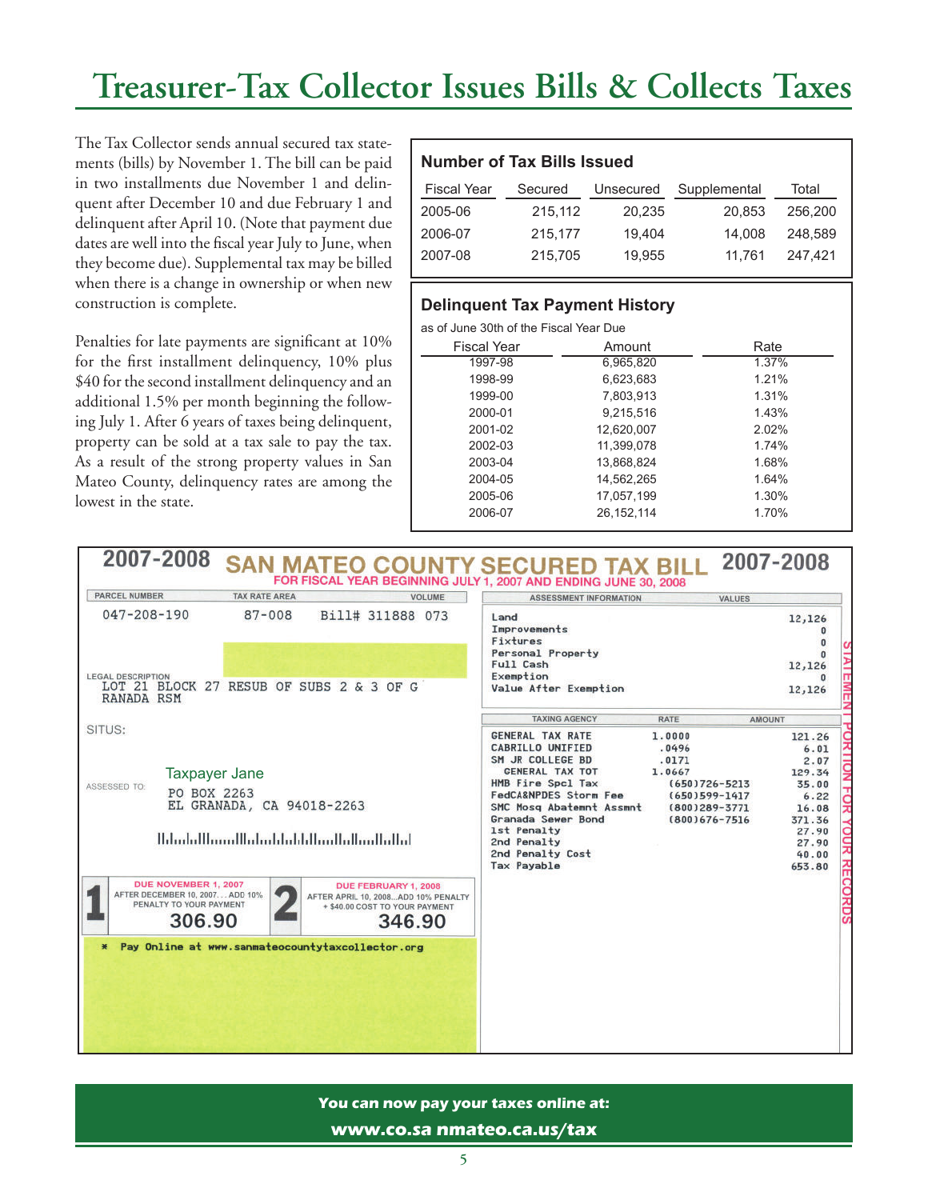# Treasurer-Tax Collector Issues Bills & Collects Taxes

The Tax Collector sends annual secured tax statements (bills) by November 1. The bill can be paid in two installments due November 1 and delinquent after December 10 and due February 1 and delinquent after April 10. (Note that payment due dates are well into the fiscal year July to June, when they become due). Supplemental tax may be billed when there is a change in ownership or when new construction is complete.

Penalties for late payments are significant at 10% for the first installment delinquency, 10% plus $40 for the second installment delinquency and an additional 1.5% per month beginning the following July 1. After 6 years of taxes being delinquent, property can be sold at a tax sale to pay the tax. As a result of the strong property values in San Mateo County, delinquency rates are among the lowest in the state.

### Number of Tax Bills Issued

| Fiscal Year | Secured | Unsecured | Supplemental | Total |
|---|---|---|---|---|
| 2005-06 | 215,112 | 20,235 | 20,853 | 256,200 |
| 2006-07 | 215,177 | 19,404 | 14,008 | 248,589 |
| 2007-08 | 215,705 | 19,955 | 11,761 | 247,421 |

### Delinquent Tax Payment History

as of June 30th of the Fiscal Year Due

| Fiscal Year | Amount | Rate |
|---|---|---|
| 1997-98 | 6,965,820 | 1.37% |
| 1998-99 | 6,623,683 | 1.21% |
| 1999-00 | 7,803,913 | 1.31% |
| 2000-01 | 9,215,516 | 1.43% |
| 2001-02 | 12,620,007 | 2.02% |
| 2002-03 | 11,399,078 | 1.74% |
| 2003-04 | 13,868,824 | 1.68% |
| 2004-05 | 14,562,265 | 1.64% |
| 2005-06 | 17,057,199 | 1.30% |
| 2006-07 | 26,152,114 | 1.70% |

**2007-2008 SAN MATEO COUNTY SECURED TAX BILL 2007-2008**

FOR FISCAL YEAR BEGINNING JULY 1, 2007 AND ENDING JUNE 30, 2008

| PARCEL NUMBER | TAX RATE AREA | VOLUME |
|---|---|---|
| 047-208-190 | 87-008 | Bill# 311888 073 |

LEGAL DESCRIPTION
LOT 21 BLOCK 27 RESUB OF SUBS 2 & 3 OF GRANADA RSM

SITUS:

ASSESSED TO: Taxpayer Jane
PO BOX 2263
EL GRANADA, CA 94018-2263

| ASSESSMENT INFORMATION | VALUES |
|---|---|
| Land | 12,126 |
| Improvements | 0 |
| Fixtures | 0 |
| Personal Property | 0 |
| Full Cash | 12,126 |
| Exemption | 0 |
| Value After Exemption | 12,126 |

| TAXING AGENCY | RATE | AMOUNT |
|---|---|---|
| GENERAL TAX RATE | 1.0000 | 121.26 |
| CABRILLO UNIFIED | .0496 | 6.01 |
| SM JR COLLEGE BD | .0171 | 2.07 |
| GENERAL TAX TOT | 1.0667 | 129.34 |
| HMB Fire Spcl Tax | (650)726-5213 | 35.00 |
| FedCA&NPDES Storm Fee | (650)599-1417 | 6.22 |
| SMC Mosq Abatemnt Assmnt | (800)289-3771 | 16.08 |
| Granada Sewer Bond | (800)676-7516 | 371.36 |
| 1st Penalty | | 27.90 |
| 2nd Penalty | | 27.90 |
| 2nd Penalty Cost | | 40.00 |
| Tax Payable | | 653.80 |

**1** DUE NOVEMBER 1, 2007 — AFTER DECEMBER 10, 2007.... ADD 10% PENALTY TO YOUR PAYMENT — **306.90**

**2** DUE FEBRUARY 1, 2008 — AFTER APRIL 10, 2008...ADD 10% PENALTY + $40.00 COST TO YOUR PAYMENT — **346.90**

* Pay Online at www.sanmateocountytaxcollector.org

STATEMENT PORTION FOR YOUR RECORDS

**You can now pay your taxes online at:**
**www.co.sa nmateo.ca.us/tax**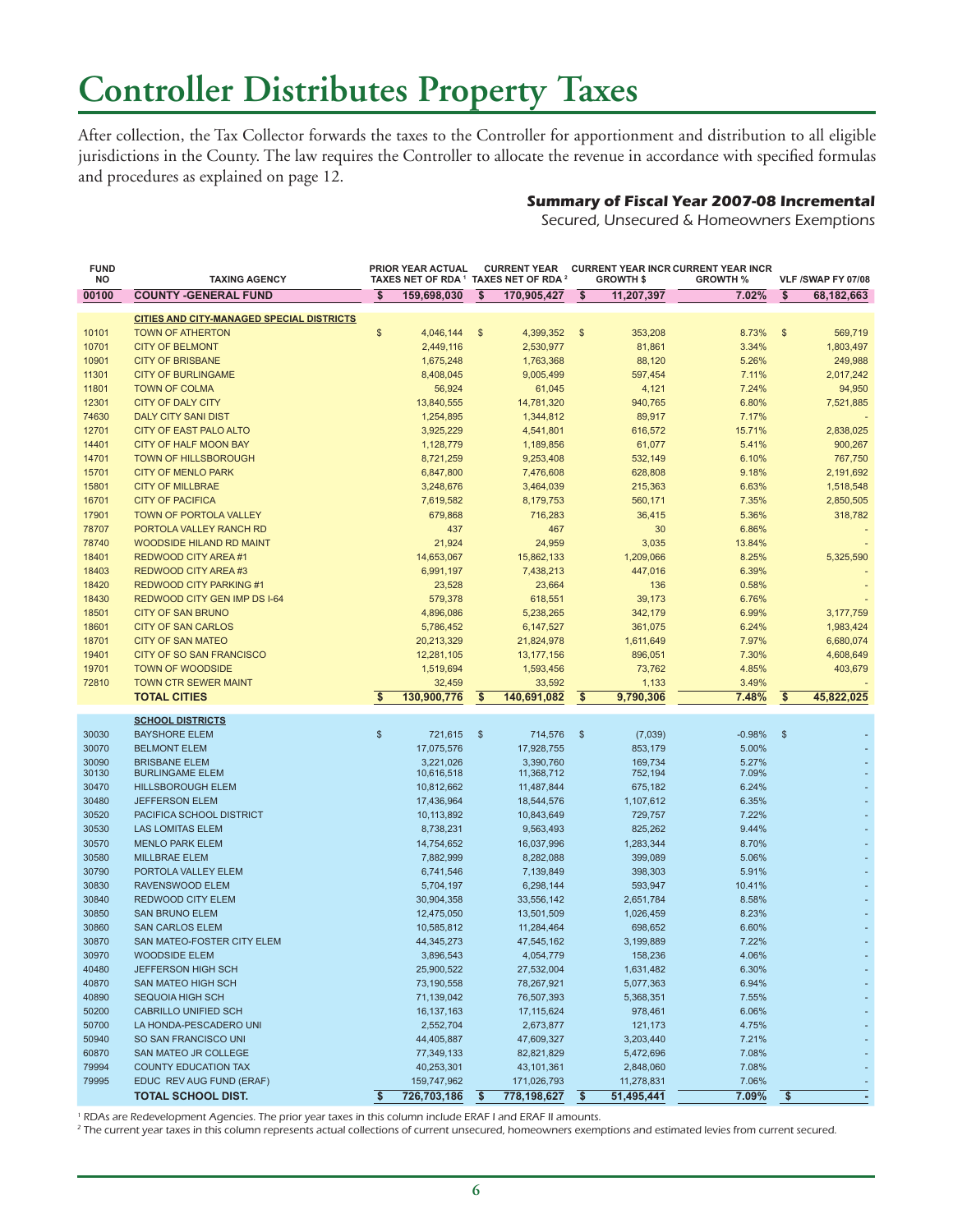# Controller Distributes Property Taxes

After collection, the Tax Collector forwards the taxes to the Controller for apportionment and distribution to all eligible jurisdictions in the County. The law requires the Controller to allocate the revenue in accordance with specified formulas and procedures as explained on page 12.

***Summary of Fiscal Year 2007-08 Incremental***

*Secured, Unsecured & Homeowners Exemptions*

| FUND NO | TAXING AGENCY | PRIOR YEAR ACTUAL TAXES NET OF RDA [1] | CURRENT YEAR TAXES NET OF RDA [2] | CURRENT YEAR INCR GROWTH $ | CURRENT YEAR INCR GROWTH % | VLF /SWAP FY 07/08 |
|---|---|---|---|---|---|---|
| 00100 | **COUNTY -GENERAL FUND** | **$ 159,698,030** | **$ 170,905,427** | **$ 11,207,397** | **7.02%** | **$ 68,182,663** |
| | **CITIES AND CITY-MANAGED SPECIAL DISTRICTS** | | | | | |
| 10101 | TOWN OF ATHERTON | $ 4,046,144 | $ 4,399,352 | $ 353,208 | 8.73% | $ 569,719 |
| 10701 | CITY OF BELMONT | 2,449,116 | 2,530,977 | 81,861 | 3.34% | 1,803,497 |
| 10901 | CITY OF BRISBANE | 1,675,248 | 1,763,368 | 88,120 | 5.26% | 249,988 |
| 11301 | CITY OF BURLINGAME | 8,408,045 | 9,005,499 | 597,454 | 7.11% | 2,017,242 |
| 11801 | TOWN OF COLMA | 56,924 | 61,045 | 4,121 | 7.24% | 94,950 |
| 12301 | CITY OF DALY CITY | 13,840,555 | 14,781,320 | 940,765 | 6.80% | 7,521,885 |
| 74630 | DALY CITY SANI DIST | 1,254,895 | 1,344,812 | 89,917 | 7.17% | - |
| 12701 | CITY OF EAST PALO ALTO | 3,925,229 | 4,541,801 | 616,572 | 15.71% | 2,838,025 |
| 14401 | CITY OF HALF MOON BAY | 1,128,779 | 1,189,856 | 61,077 | 5.41% | 900,267 |
| 14701 | TOWN OF HILLSBOROUGH | 8,721,259 | 9,253,408 | 532,149 | 6.10% | 767,750 |
| 15701 | CITY OF MENLO PARK | 6,847,800 | 7,476,608 | 628,808 | 9.18% | 2,191,692 |
| 15801 | CITY OF MILLBRAE | 3,248,676 | 3,464,039 | 215,363 | 6.63% | 1,518,548 |
| 16701 | CITY OF PACIFICA | 7,619,582 | 8,179,753 | 560,171 | 7.35% | 2,850,505 |
| 17901 | TOWN OF PORTOLA VALLEY | 679,868 | 716,283 | 36,415 | 5.36% | 318,782 |
| 78707 | PORTOLA VALLEY RANCH RD | 437 | 467 | 30 | 6.86% | - |
| 78740 | WOODSIDE HILAND RD MAINT | 21,924 | 24,959 | 3,035 | 13.84% | - |
| 18401 | REDWOOD CITY AREA #1 | 14,653,067 | 15,862,133 | 1,209,066 | 8.25% | 5,325,590 |
| 18403 | REDWOOD CITY AREA #3 | 6,991,197 | 7,438,213 | 447,016 | 6.39% | - |
| 18420 | REDWOOD CITY PARKING #1 | 23,528 | 23,664 | 136 | 0.58% | - |
| 18430 | REDWOOD CITY GEN IMP DS I-64 | 579,378 | 618,551 | 39,173 | 6.76% | - |
| 18501 | CITY OF SAN BRUNO | 4,896,086 | 5,238,265 | 342,179 | 6.99% | 3,177,759 |
| 18601 | CITY OF SAN CARLOS | 5,786,452 | 6,147,527 | 361,075 | 6.24% | 1,983,424 |
| 18701 | CITY OF SAN MATEO | 20,213,329 | 21,824,978 | 1,611,649 | 7.97% | 6,680,074 |
| 19401 | CITY OF SO SAN FRANCISCO | 12,281,105 | 13,177,156 | 896,051 | 7.30% | 4,608,649 |
| 19701 | TOWN OF WOODSIDE | 1,519,694 | 1,593,456 | 73,762 | 4.85% | 403,679 |
| 72810 | TOWN CTR SEWER MAINT | 32,459 | 33,592 | 1,133 | 3.49% | - |
| | **TOTAL CITIES** | **$ 130,900,776** | **$ 140,691,082** | **$ 9,790,306** | **7.48%** | **$ 45,822,025** |
| | **SCHOOL DISTRICTS** | | | | | |
| 30030 | BAYSHORE ELEM | $ 721,615 | $ 714,576 | $ (7,039) | -0.98% | $ - |
| 30070 | BELMONT ELEM | 17,075,576 | 17,928,755 | 853,179 | 5.00% | - |
| 30090 | BRISBANE ELEM | 3,221,026 | 3,390,760 | 169,734 | 5.27% | - |
| 30130 | BURLINGAME ELEM | 10,616,518 | 11,368,712 | 752,194 | 7.09% | - |
| 30470 | HILLSBOROUGH ELEM | 10,812,662 | 11,487,844 | 675,182 | 6.24% | - |
| 30480 | JEFFERSON ELEM | 17,436,964 | 18,544,576 | 1,107,612 | 6.35% | - |
| 30520 | PACIFICA SCHOOL DISTRICT | 10,113,892 | 10,843,649 | 729,757 | 7.22% | - |
| 30530 | LAS LOMITAS ELEM | 8,738,231 | 9,563,493 | 825,262 | 9.44% | - |
| 30570 | MENLO PARK ELEM | 14,754,652 | 16,037,996 | 1,283,344 | 8.70% | - |
| 30580 | MILLBRAE ELEM | 7,882,999 | 8,282,088 | 399,089 | 5.06% | - |
| 30790 | PORTOLA VALLEY ELEM | 6,741,546 | 7,139,849 | 398,303 | 5.91% | - |
| 30830 | RAVENSWOOD ELEM | 5,704,197 | 6,298,144 | 593,947 | 10.41% | - |
| 30840 | REDWOOD CITY ELEM | 30,904,358 | 33,556,142 | 2,651,784 | 8.58% | - |
| 30850 | SAN BRUNO ELEM | 12,475,050 | 13,501,509 | 1,026,459 | 8.23% | - |
| 30860 | SAN CARLOS ELEM | 10,585,812 | 11,284,464 | 698,652 | 6.60% | - |
| 30870 | SAN MATEO-FOSTER CITY ELEM | 44,345,273 | 47,545,162 | 3,199,889 | 7.22% | - |
| 30970 | WOODSIDE ELEM | 3,896,543 | 4,054,779 | 158,236 | 4.06% | - |
| 40480 | JEFFERSON HIGH SCH | 25,900,522 | 27,532,004 | 1,631,482 | 6.30% | - |
| 40870 | SAN MATEO HIGH SCH | 73,190,558 | 78,267,921 | 5,077,363 | 6.94% | - |
| 40890 | SEQUOIA HIGH SCH | 71,139,042 | 76,507,393 | 5,368,351 | 7.55% | - |
| 50200 | CABRILLO UNIFIED SCH | 16,137,163 | 17,115,624 | 978,461 | 6.06% | - |
| 50700 | LA HONDA-PESCADERO UNI | 2,552,704 | 2,673,877 | 121,173 | 4.75% | - |
| 50940 | SO SAN FRANCISCO UNI | 44,405,887 | 47,609,327 | 3,203,440 | 7.21% | - |
| 60870 | SAN MATEO JR COLLEGE | 77,349,133 | 82,821,829 | 5,472,696 | 7.08% | - |
| 79994 | COUNTY EDUCATION TAX | 40,253,301 | 43,101,361 | 2,848,060 | 7.08% | - |
| 79995 | EDUC REV AUG FUND (ERAF) | 159,747,962 | 171,026,793 | 11,278,831 | 7.06% | - |
| | **TOTAL SCHOOL DIST.** | **$ 726,703,186** | **$ 778,198,627** | **$ 51,495,441** | **7.09%** | **$ -** |

[1] RDAs are Redevelopment Agencies. The prior year taxes in this column include ERAF I and ERAF II amounts.

[2] The current year taxes in this column represents actual collections of current unsecured, homeowners exemptions and estimated levies from current secured.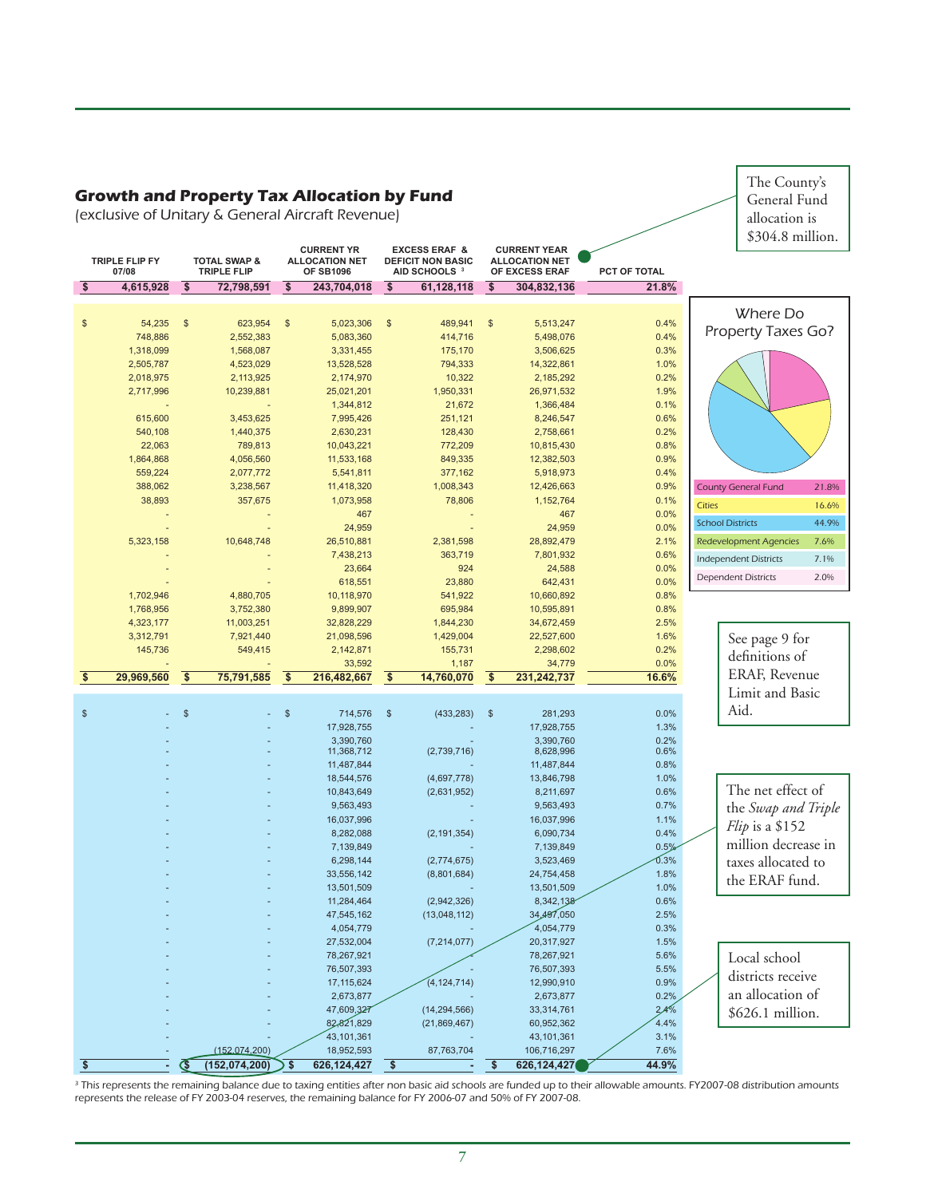## *Growth and Property Tax Allocation by Fund*

*(exclusive of Unitary & General Aircraft Revenue)*

| TRIPLE FLIP FY 07/08 | TOTAL SWAP & TRIPLE FLIP | CURRENT YR ALLOCATION NET OF SB1096 | EXCESS ERAF & DEFICIT NON BASIC AID SCHOOLS [3] | CURRENT YEAR ALLOCATION NET OF EXCESS ERAF | PCT OF TOTAL |
|---|---|---|---|---|---|
| **$ 4,615,928** | **$ 72,798,591** | **$ 243,704,018** | **$ 61,128,118** | **$ 304,832,136** | **21.8%** |
| | | | | | |
| $ 54,235 | $ 623,954 | $ 5,023,306 | $ 489,941 | $ 5,513,247 | 0.4% |
| 748,886 | 2,552,383 | 5,083,360 | 414,716 | 5,498,076 | 0.4% |
| 1,318,099 | 1,568,087 | 3,331,455 | 175,170 | 3,506,625 | 0.3% |
| 2,505,787 | 4,523,029 | 13,528,528 | 794,333 | 14,322,861 | 1.0% |
| 2,018,975 | 2,113,925 | 2,174,970 | 10,322 | 2,185,292 | 0.2% |
| 2,717,996 | 10,239,881 | 25,021,201 | 1,950,331 | 26,971,532 | 1.9% |
| - | - | 1,344,812 | 21,672 | 1,366,484 | 0.1% |
| 615,600 | 3,453,625 | 7,995,426 | 251,121 | 8,246,547 | 0.6% |
| 540,108 | 1,440,375 | 2,630,231 | 128,430 | 2,758,661 | 0.2% |
| 22,063 | 789,813 | 10,043,221 | 772,209 | 10,815,430 | 0.8% |
| 1,864,868 | 4,056,560 | 11,533,168 | 849,335 | 12,382,503 | 0.9% |
| 559,224 | 2,077,772 | 5,541,811 | 377,162 | 5,918,973 | 0.4% |
| 388,062 | 3,238,567 | 11,418,320 | 1,008,343 | 12,426,663 | 0.9% |
| 38,893 | 357,675 | 1,073,958 | 78,806 | 1,152,764 | 0.1% |
| - | - | 467 | - | 467 | 0.0% |
| - | - | 24,959 | - | 24,959 | 0.0% |
| 5,323,158 | 10,648,748 | 26,510,881 | 2,381,598 | 28,892,479 | 2.1% |
| - | - | 7,438,213 | 363,719 | 7,801,932 | 0.6% |
| - | - | 23,664 | 924 | 24,588 | 0.0% |
| - | - | 618,551 | 23,880 | 642,431 | 0.0% |
| 1,702,946 | 4,880,705 | 10,118,970 | 541,922 | 10,660,892 | 0.8% |
| 1,768,956 | 3,752,380 | 9,899,907 | 695,984 | 10,595,891 | 0.8% |
| 4,323,177 | 11,003,251 | 32,828,229 | 1,844,230 | 34,672,459 | 2.5% |
| 3,312,791 | 7,921,440 | 21,098,596 | 1,429,004 | 22,527,600 | 1.6% |
| 145,736 | 549,415 | 2,142,871 | 155,731 | 2,298,602 | 0.2% |
| - | - | 33,592 | 1,187 | 34,779 | 0.0% |
| **$ 29,969,560** | **$ 75,791,585** | **$ 216,482,667** | **$ 14,760,070** | **$ 231,242,737** | **16.6%** |
| | | | | | |
| $ - | $ - | $ 714,576 | $ (433,283) | $ 281,293 | 0.0% |
| - | - | 17,928,755 | - | 17,928,755 | 1.3% |
| - | - | 3,390,760 | - | 3,390,760 | 0.2% |
| - | - | 11,368,712 | (2,739,716) | 8,628,996 | 0.6% |
| - | - | 11,487,844 | - | 11,487,844 | 0.8% |
| - | - | 18,544,576 | (4,697,778) | 13,846,798 | 1.0% |
| - | - | 10,843,649 | (2,631,952) | 8,211,697 | 0.6% |
| - | - | 9,563,493 | - | 9,563,493 | 0.7% |
| - | - | 16,037,996 | - | 16,037,996 | 1.1% |
| - | - | 8,282,088 | (2,191,354) | 6,090,734 | 0.4% |
| - | - | 7,139,849 | - | 7,139,849 | 0.5% |
| - | - | 6,298,144 | (2,774,675) | 3,523,469 | 0.3% |
| - | - | 33,556,142 | (8,801,684) | 24,754,458 | 1.8% |
| - | - | 13,501,509 | - | 13,501,509 | 1.0% |
| - | - | 11,284,464 | (2,942,326) | 8,342,138 | 0.6% |
| - | - | 47,545,162 | (13,048,112) | 34,497,050 | 2.5% |
| - | - | 4,054,779 | - | 4,054,779 | 0.3% |
| - | - | 27,532,004 | (7,214,077) | 20,317,927 | 1.5% |
| - | - | 78,267,921 | - | 78,267,921 | 5.6% |
| - | - | 76,507,393 | - | 76,507,393 | 5.5% |
| - | - | 17,115,624 | (4,124,714) | 12,990,910 | 0.9% |
| - | - | 2,673,877 | - | 2,673,877 | 0.2% |
| - | - | 47,609,327 | (14,294,566) | 33,314,761 | 2.4% |
| - | - | 82,821,829 | (21,869,467) | 60,952,362 | 4.4% |
| - | - | 43,101,361 | - | 43,101,361 | 3.1% |
| - | (152,074,200) | 18,952,593 | 87,763,704 | 106,716,297 | 7.6% |
| **$ -** | **$ (152,074,200)** | **$ 626,124,427** | **$ -** | **$ 626,124,427** | **44.9%** |

[3] This represents the remaining balance due to taxing entities after non basic aid schools are funded up to their allowable amounts. FY2007-08 distribution amounts represents the release of FY 2003-04 reserves, the remaining balance for FY 2006-07 and 50% of FY 2007-08.

The County's General Fund allocation is $304.8 million.

**Where Do Property Taxes Go?**

| | |
|---|---|
| County General Fund | 21.8% |
| Cities | 16.6% |
| School Districts | 44.9% |
| Redevelopment Agencies | 7.6% |
| Independent Districts | 7.1% |
| Dependent Districts | 2.0% |

See page 9 for definitions of ERAF, Revenue Limit and Basic Aid.

The net effect of the *Swap and Triple Flip* is a $152 million decrease in taxes allocated to the ERAF fund.

Local school districts receive an allocation of $626.1 million.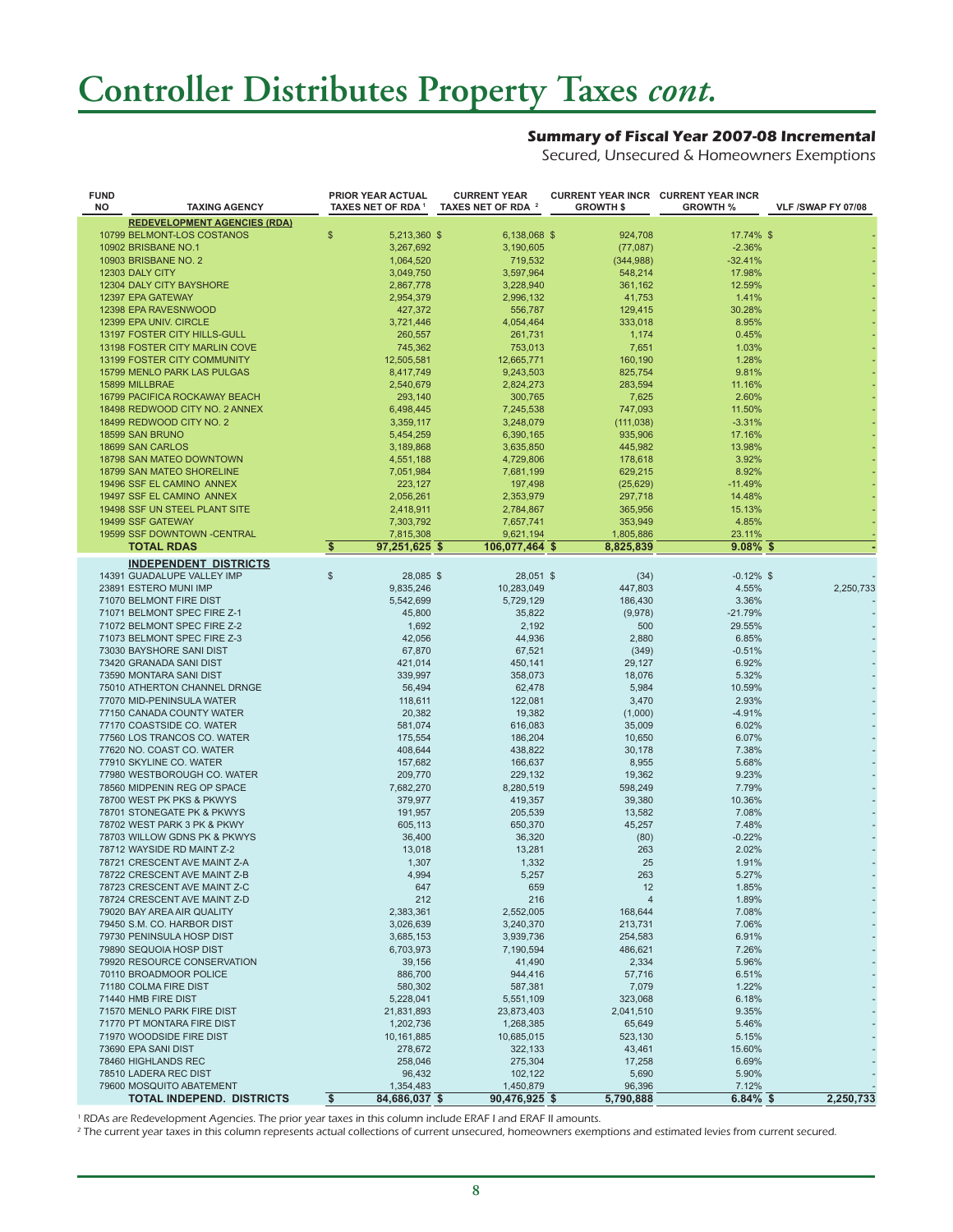# Controller Distributes Property Taxes *cont.*

### Summary of Fiscal Year 2007-08 Incremental

*Secured, Unsecured & Homeowners Exemptions*

| FUND NO | TAXING AGENCY | PRIOR YEAR ACTUAL TAXES NET OF RDA [1] | CURRENT YEAR TAXES NET OF RDA [2] | CURRENT YEAR INCR GROWTH $ | CURRENT YEAR INCR GROWTH % | VLF /SWAP FY 07/08 |
|---|---|---|---|---|---|---|
| | **REDEVELOPMENT AGENCIES (RDA)** | | | | | |
| 10799 | BELMONT-LOS COSTANOS | $ 5,213,360 | $ 6,138,068 | $ 924,708 | 17.74% | $ - |
| 10902 | BRISBANE NO.1 | 3,267,692 | 3,190,605 | (77,087) | -2.36% | - |
| 10903 | BRISBANE NO. 2 | 1,064,520 | 719,532 | (344,988) | -32.41% | - |
| 12303 | DALY CITY | 3,049,750 | 3,597,964 | 548,214 | 17.98% | - |
| 12304 | DALY CITY BAYSHORE | 2,867,778 | 3,228,940 | 361,162 | 12.59% | - |
| 12397 | EPA GATEWAY | 2,954,379 | 2,996,132 | 41,753 | 1.41% | - |
| 12398 | EPA RAVESNWOOD | 427,372 | 556,787 | 129,415 | 30.28% | - |
| 12399 | EPA UNIV. CIRCLE | 3,721,446 | 4,054,464 | 333,018 | 8.95% | - |
| 13197 | FOSTER CITY HILLS-GULL | 260,557 | 261,731 | 1,174 | 0.45% | - |
| 13198 | FOSTER CITY MARLIN COVE | 745,362 | 753,013 | 7,651 | 1.03% | - |
| 13199 | FOSTER CITY COMMUNITY | 12,505,581 | 12,665,771 | 160,190 | 1.28% | - |
| 15799 | MENLO PARK LAS PULGAS | 8,417,749 | 9,243,503 | 825,754 | 9.81% | - |
| 15899 | MILLBRAE | 2,540,679 | 2,824,273 | 283,594 | 11.16% | - |
| 16799 | PACIFICA ROCKAWAY BEACH | 293,140 | 300,765 | 7,625 | 2.60% | - |
| 18498 | REDWOOD CITY NO. 2 ANNEX | 6,498,445 | 7,245,538 | 747,093 | 11.50% | - |
| 18499 | REDWOOD CITY NO. 2 | 3,359,117 | 3,248,079 | (111,038) | -3.31% | - |
| 18599 | SAN BRUNO | 5,454,259 | 6,390,165 | 935,906 | 17.16% | - |
| 18699 | SAN CARLOS | 3,189,868 | 3,635,850 | 445,982 | 13.98% | - |
| 18798 | SAN MATEO DOWNTOWN | 4,551,188 | 4,729,806 | 178,618 | 3.92% | - |
| 18799 | SAN MATEO SHORELINE | 7,051,984 | 7,681,199 | 629,215 | 8.92% | - |
| 19496 | SSF EL CAMINO ANNEX | 223,127 | 197,498 | (25,629) | -11.49% | - |
| 19497 | SSF EL CAMINO ANNEX | 2,056,261 | 2,353,979 | 297,718 | 14.48% | - |
| 19498 | SSF UN STEEL PLANT SITE | 2,418,911 | 2,784,867 | 365,956 | 15.13% | - |
| 19499 | SSF GATEWAY | 7,303,792 | 7,657,741 | 353,949 | 4.85% | - |
| 19599 | SSF DOWNTOWN -CENTRAL | 7,815,308 | 9,621,194 | 1,805,886 | 23.11% | - |
| | **TOTAL RDAS** | **$ 97,251,625** | **$ 106,077,464** | **$ 8,825,839** | **9.08%** | **$ -** |
| | **INDEPENDENT DISTRICTS** | | | | | |
| 14391 | GUADALUPE VALLEY IMP | $ 28,085 | $ 28,051 | $ (34) | -0.12% | $ - |
| 23891 | ESTERO MUNI IMP | 9,835,246 | 10,283,049 | 447,803 | 4.55% | 2,250,733 |
| 71070 | BELMONT FIRE DIST | 5,542,699 | 5,729,129 | 186,430 | 3.36% | - |
| 71071 | BELMONT SPEC FIRE Z-1 | 45,800 | 35,822 | (9,978) | -21.79% | - |
| 71072 | BELMONT SPEC FIRE Z-2 | 1,692 | 2,192 | 500 | 29.55% | - |
| 71073 | BELMONT SPEC FIRE Z-3 | 42,056 | 44,936 | 2,880 | 6.85% | - |
| 73030 | BAYSHORE SANI DIST | 67,870 | 67,521 | (349) | -0.51% | - |
| 73420 | GRANADA SANI DIST | 421,014 | 450,141 | 29,127 | 6.92% | - |
| 73590 | MONTARA SANI DIST | 339,997 | 358,073 | 18,076 | 5.32% | - |
| 75010 | ATHERTON CHANNEL DRNGE | 56,494 | 62,478 | 5,984 | 10.59% | - |
| 77070 | MID-PENINSULA WATER | 118,611 | 122,081 | 3,470 | 2.93% | - |
| 77150 | CANADA COUNTY WATER | 20,382 | 19,382 | (1,000) | -4.91% | - |
| 77170 | COASTSIDE CO. WATER | 581,074 | 616,083 | 35,009 | 6.02% | - |
| 77560 | LOS TRANCOS CO. WATER | 175,554 | 186,204 | 10,650 | 6.07% | - |
| 77620 | NO. COAST CO. WATER | 408,644 | 438,822 | 30,178 | 7.38% | - |
| 77910 | SKYLINE CO. WATER | 157,682 | 166,637 | 8,955 | 5.68% | - |
| 77980 | WESTBOROUGH CO. WATER | 209,770 | 229,132 | 19,362 | 9.23% | - |
| 78560 | MIDPENIN REG OP SPACE | 7,682,270 | 8,280,519 | 598,249 | 7.79% | - |
| 78700 | WEST PK PKS & PKWYS | 379,977 | 419,357 | 39,380 | 10.36% | - |
| 78701 | STONEGATE PK & PKWYS | 191,957 | 205,539 | 13,582 | 7.08% | - |
| 78702 | WEST PARK 3 PK & PKWY | 605,113 | 650,370 | 45,257 | 7.48% | - |
| 78703 | WILLOW GDNS PK & PKWYS | 36,400 | 36,320 | (80) | -0.22% | - |
| 78712 | WAYSIDE RD MAINT Z-2 | 13,018 | 13,281 | 263 | 2.02% | - |
| 78721 | CRESCENT AVE MAINT Z-A | 1,307 | 1,332 | 25 | 1.91% | - |
| 78722 | CRESCENT AVE MAINT Z-B | 4,994 | 5,257 | 263 | 5.27% | - |
| 78723 | CRESCENT AVE MAINT Z-C | 647 | 659 | 12 | 1.85% | - |
| 78724 | CRESCENT AVE MAINT Z-D | 212 | 216 | 4 | 1.89% | - |
| 79020 | BAY AREA AIR QUALITY | 2,383,361 | 2,552,005 | 168,644 | 7.08% | - |
| 79450 | S.M. CO. HARBOR DIST | 3,026,639 | 3,240,370 | 213,731 | 7.06% | - |
| 79730 | PENINSULA HOSP DIST | 3,685,153 | 3,939,736 | 254,583 | 6.91% | - |
| 79890 | SEQUOIA HOSP DIST | 6,703,973 | 7,190,594 | 486,621 | 7.26% | - |
| 79920 | RESOURCE CONSERVATION | 39,156 | 41,490 | 2,334 | 5.96% | - |
| 70110 | BROADMOOR POLICE | 886,700 | 944,416 | 57,716 | 6.51% | - |
| 71180 | COLMA FIRE DIST | 580,302 | 587,381 | 7,079 | 1.22% | - |
| 71440 | HMB FIRE DIST | 5,228,041 | 5,551,109 | 323,068 | 6.18% | - |
| 71570 | MENLO PARK FIRE DIST | 21,831,893 | 23,873,403 | 2,041,510 | 9.35% | - |
| 71770 | PT MONTARA FIRE DIST | 1,202,736 | 1,268,385 | 65,649 | 5.46% | - |
| 71970 | WOODSIDE FIRE DIST | 10,161,885 | 10,685,015 | 523,130 | 5.15% | - |
| 73690 | EPA SANI DIST | 278,672 | 322,133 | 43,461 | 15.60% | - |
| 78460 | HIGHLANDS REC | 258,046 | 275,304 | 17,258 | 6.69% | - |
| 78510 | LADERA REC DIST | 96,432 | 102,122 | 5,690 | 5.90% | - |
| 79600 | MOSQUITO ABATEMENT | 1,354,483 | 1,450,879 | 96,396 | 7.12% | - |
| | **TOTAL INDEPEND. DISTRICTS** | **$ 84,686,037** | **$ 90,476,925** | **$ 5,790,888** | **6.84%** | **$ 2,250,733** |

[1] RDAs are Redevelopment Agencies. The prior year taxes in this column include ERAF I and ERAF II amounts.

[2] The current year taxes in this column represents actual collections of current unsecured, homeowners exemptions and estimated levies from current secured.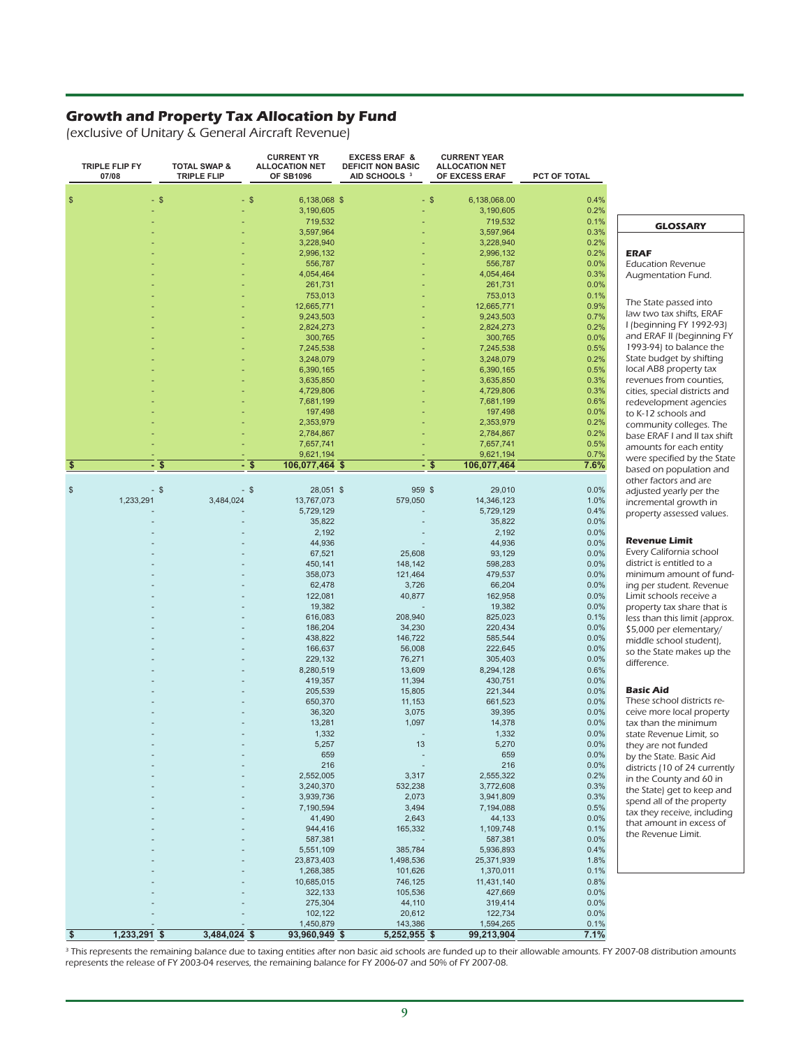## Growth and Property Tax Allocation by Fund

*(exclusive of Unitary & General Aircraft Revenue)*

| TRIPLE FLIP FY 07/08 | TOTAL SWAP & TRIPLE FLIP | CURRENT YR ALLOCATION NET OF SB1096 | EXCESS ERAF & DEFICIT NON BASIC AID SCHOOLS [3] | CURRENT YEAR ALLOCATION NET OF EXCESS ERAF | PCT OF TOTAL |
|---|---|---|---|---|---|
| $ - | $ - | $ 6,138,068 | $ - | $ 6,138,068.00 | 0.4% |
| - | - | 3,190,605 | - | 3,190,605 | 0.2% |
| - | - | 719,532 | - | 719,532 | 0.1% |
| - | - | 3,597,964 | - | 3,597,964 | 0.3% |
| - | - | 3,228,940 | - | 3,228,940 | 0.2% |
| - | - | 2,996,132 | - | 2,996,132 | 0.2% |
| - | - | 556,787 | - | 556,787 | 0.0% |
| - | - | 4,054,464 | - | 4,054,464 | 0.3% |
| - | - | 261,731 | - | 261,731 | 0.0% |
| - | - | 753,013 | - | 753,013 | 0.1% |
| - | - | 12,665,771 | - | 12,665,771 | 0.9% |
| - | - | 9,243,503 | - | 9,243,503 | 0.7% |
| - | - | 2,824,273 | - | 2,824,273 | 0.2% |
| - | - | 300,765 | - | 300,765 | 0.0% |
| - | - | 7,245,538 | - | 7,245,538 | 0.5% |
| - | - | 3,248,079 | - | 3,248,079 | 0.2% |
| - | - | 6,390,165 | - | 6,390,165 | 0.5% |
| - | - | 3,635,850 | - | 3,635,850 | 0.3% |
| - | - | 4,729,806 | - | 4,729,806 | 0.3% |
| - | - | 7,681,199 | - | 7,681,199 | 0.6% |
| - | - | 197,498 | - | 197,498 | 0.0% |
| - | - | 2,353,979 | - | 2,353,979 | 0.2% |
| - | - | 2,784,867 | - | 2,784,867 | 0.2% |
| - | - | 7,657,741 | - | 7,657,741 | 0.5% |
| - | - | 9,621,194 | - | 9,621,194 | 0.7% |
| **$ -** | **$ -** | **$ 106,077,464** | **$ -** | **$ 106,077,464** | **7.6%** |
| | | | | | |
| $ - | $ - | $ 28,051 | $ 959 | $ 29,010 | 0.0% |
| 1,233,291 | 3,484,024 | 13,767,073 | 579,050 | 14,346,123 | 1.0% |
| - | - | 5,729,129 | - | 5,729,129 | 0.4% |
| - | - | 35,822 | - | 35,822 | 0.0% |
| - | - | 2,192 | - | 2,192 | 0.0% |
| - | - | 44,936 | - | 44,936 | 0.0% |
| - | - | 67,521 | 25,608 | 93,129 | 0.0% |
| - | - | 450,141 | 148,142 | 598,283 | 0.0% |
| - | - | 358,073 | 121,464 | 479,537 | 0.0% |
| - | - | 62,478 | 3,726 | 66,204 | 0.0% |
| - | - | 122,081 | 40,877 | 162,958 | 0.0% |
| - | - | 19,382 | - | 19,382 | 0.0% |
| - | - | 616,083 | 208,940 | 825,023 | 0.1% |
| - | - | 186,204 | 34,230 | 220,434 | 0.0% |
| - | - | 438,822 | 146,722 | 585,544 | 0.0% |
| - | - | 166,637 | 56,008 | 222,645 | 0.0% |
| - | - | 229,132 | 76,271 | 305,403 | 0.0% |
| - | - | 8,280,519 | 13,609 | 8,294,128 | 0.6% |
| - | - | 419,357 | 11,394 | 430,751 | 0.0% |
| - | - | 205,539 | 15,805 | 221,344 | 0.0% |
| - | - | 650,370 | 11,153 | 661,523 | 0.0% |
| - | - | 36,320 | 3,075 | 39,395 | 0.0% |
| - | - | 13,281 | 1,097 | 14,378 | 0.0% |
| - | - | 1,332 | - | 1,332 | 0.0% |
| - | - | 5,257 | 13 | 5,270 | 0.0% |
| - | - | 659 | - | 659 | 0.0% |
| - | - | 216 | - | 216 | 0.0% |
| - | - | 2,552,005 | 3,317 | 2,555,322 | 0.2% |
| - | - | 3,240,370 | 532,238 | 3,772,608 | 0.3% |
| - | - | 3,939,736 | 2,073 | 3,941,809 | 0.3% |
| - | - | 7,190,594 | 3,494 | 7,194,088 | 0.5% |
| - | - | 41,490 | 2,643 | 44,133 | 0.0% |
| - | - | 944,416 | 165,332 | 1,109,748 | 0.1% |
| - | - | 587,381 | - | 587,381 | 0.0% |
| - | - | 5,551,109 | 385,784 | 5,936,893 | 0.4% |
| - | - | 23,873,403 | 1,498,536 | 25,371,939 | 1.8% |
| - | - | 1,268,385 | 101,626 | 1,370,011 | 0.1% |
| - | - | 10,685,015 | 746,125 | 11,431,140 | 0.8% |
| - | - | 322,133 | 105,536 | 427,669 | 0.0% |
| - | - | 275,304 | 44,110 | 319,414 | 0.0% |
| - | - | 102,122 | 20,612 | 122,734 | 0.0% |
| - | - | 1,450,879 | 143,386 | 1,594,265 | 0.1% |
| **$ 1,233,291** | **$ 3,484,024** | **$ 93,960,949** | **$ 5,252,955** | **$ 99,213,904** | **7.1%** |

[3] This represents the remaining balance due to taxing entities after non basic aid schools are funded up to their allowable amounts. FY 2007-08 distribution amounts represents the release of FY 2003-04 reserves, the remaining balance for FY 2006-07 and 50% of FY 2007-08.

### GLOSSARY

**ERAF**
Education Revenue Augmentation Fund.

The State passed into law two tax shifts, ERAF I (beginning FY 1992-93) and ERAF II (beginning FY 1993-94) to balance the State budget by shifting local AB8 property tax revenues from counties, cities, special districts and redevelopment agencies to K-12 schools and community colleges. The base ERAF I and II tax shift amounts for each entity were specified by the State based on population and other factors and are adjusted yearly per the incremental growth in property assessed values.

**Revenue Limit**
Every California school district is entitled to a minimum amount of funding per student. Revenue Limit schools receive a property tax share that is less than this limit (approx. $5,000 per elementary/middle school student), so the State makes up the difference.

**Basic Aid**
These school districts receive more local property tax than the minimum state Revenue Limit, so they are not funded by the State. Basic Aid districts (10 of 24 currently in the County and 60 in the State) get to keep and spend all of the property tax they receive, including that amount in excess of the Revenue Limit.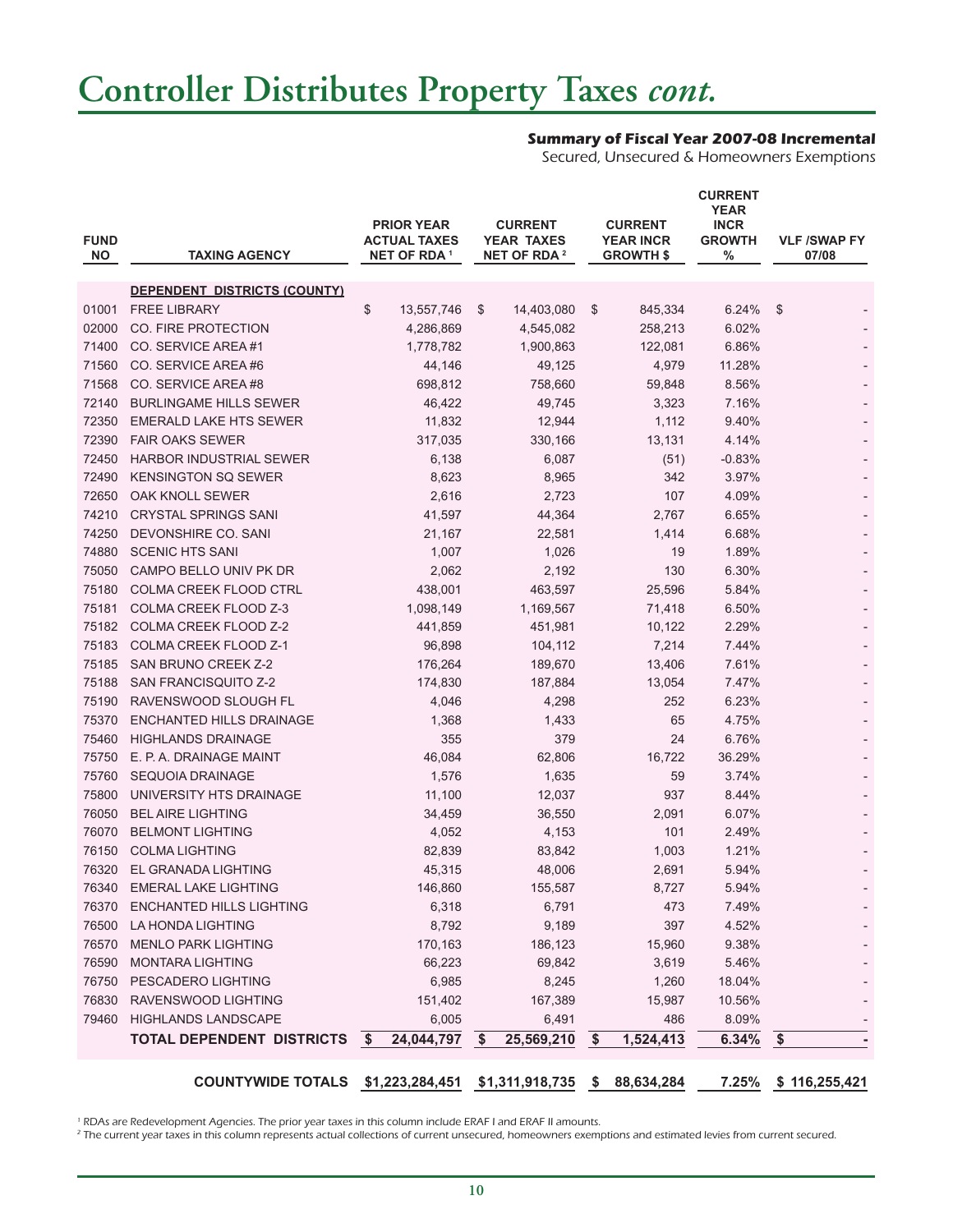// Controller Distributes Property Taxes *cont.*

**Summary of Fiscal Year 2007-08 Incremental**

*Secured, Unsecured & Homeowners Exemptions*

| FUND NO | TAXING AGENCY | PRIOR YEAR ACTUAL TAXES NET OF RDA [1] | CURRENT YEAR TAXES NET OF RDA [2] | CURRENT YEAR INCR GROWTH $ | CURRENT YEAR INCR GROWTH % | VLF /SWAP FY 07/08 |
|---|---|---|---|---|---|---|
| | **DEPENDENT DISTRICTS (COUNTY)** | | | | | |
| 01001 | FREE LIBRARY | $ 13,557,746 | $ 14,403,080 | $ 845,334 | 6.24% | $ - |
| 02000 | CO. FIRE PROTECTION | 4,286,869 | 4,545,082 | 258,213 | 6.02% | - |
| 71400 | CO. SERVICE AREA #1 | 1,778,782 | 1,900,863 | 122,081 | 6.86% | - |
| 71560 | CO. SERVICE AREA #6 | 44,146 | 49,125 | 4,979 | 11.28% | - |
| 71568 | CO. SERVICE AREA #8 | 698,812 | 758,660 | 59,848 | 8.56% | - |
| 72140 | BURLINGAME HILLS SEWER | 46,422 | 49,745 | 3,323 | 7.16% | - |
| 72350 | EMERALD LAKE HTS SEWER | 11,832 | 12,944 | 1,112 | 9.40% | - |
| 72390 | FAIR OAKS SEWER | 317,035 | 330,166 | 13,131 | 4.14% | - |
| 72450 | HARBOR INDUSTRIAL SEWER | 6,138 | 6,087 | (51) | -0.83% | - |
| 72490 | KENSINGTON SQ SEWER | 8,623 | 8,965 | 342 | 3.97% | - |
| 72650 | OAK KNOLL SEWER | 2,616 | 2,723 | 107 | 4.09% | - |
| 74210 | CRYSTAL SPRINGS SANI | 41,597 | 44,364 | 2,767 | 6.65% | - |
| 74250 | DEVONSHIRE CO. SANI | 21,167 | 22,581 | 1,414 | 6.68% | - |
| 74880 | SCENIC HTS SANI | 1,007 | 1,026 | 19 | 1.89% | - |
| 75050 | CAMPO BELLO UNIV PK DR | 2,062 | 2,192 | 130 | 6.30% | - |
| 75180 | COLMA CREEK FLOOD CTRL | 438,001 | 463,597 | 25,596 | 5.84% | - |
| 75181 | COLMA CREEK FLOOD Z-3 | 1,098,149 | 1,169,567 | 71,418 | 6.50% | - |
| 75182 | COLMA CREEK FLOOD Z-2 | 441,859 | 451,981 | 10,122 | 2.29% | - |
| 75183 | COLMA CREEK FLOOD Z-1 | 96,898 | 104,112 | 7,214 | 7.44% | - |
| 75185 | SAN BRUNO CREEK Z-2 | 176,264 | 189,670 | 13,406 | 7.61% | - |
| 75188 | SAN FRANCISQUITO Z-2 | 174,830 | 187,884 | 13,054 | 7.47% | - |
| 75190 | RAVENSWOOD SLOUGH FL | 4,046 | 4,298 | 252 | 6.23% | - |
| 75370 | ENCHANTED HILLS DRAINAGE | 1,368 | 1,433 | 65 | 4.75% | - |
| 75460 | HIGHLANDS DRAINAGE | 355 | 379 | 24 | 6.76% | - |
| 75750 | E. P. A. DRAINAGE MAINT | 46,084 | 62,806 | 16,722 | 36.29% | - |
| 75760 | SEQUOIA DRAINAGE | 1,576 | 1,635 | 59 | 3.74% | - |
| 75800 | UNIVERSITY HTS DRAINAGE | 11,100 | 12,037 | 937 | 8.44% | - |
| 76050 | BEL AIRE LIGHTING | 34,459 | 36,550 | 2,091 | 6.07% | - |
| 76070 | BELMONT LIGHTING | 4,052 | 4,153 | 101 | 2.49% | - |
| 76150 | COLMA LIGHTING | 82,839 | 83,842 | 1,003 | 1.21% | - |
| 76320 | EL GRANADA LIGHTING | 45,315 | 48,006 | 2,691 | 5.94% | - |
| 76340 | EMERAL LAKE LIGHTING | 146,860 | 155,587 | 8,727 | 5.94% | - |
| 76370 | ENCHANTED HILLS LIGHTING | 6,318 | 6,791 | 473 | 7.49% | - |
| 76500 | LA HONDA LIGHTING | 8,792 | 9,189 | 397 | 4.52% | - |
| 76570 | MENLO PARK LIGHTING | 170,163 | 186,123 | 15,960 | 9.38% | - |
| 76590 | MONTARA LIGHTING | 66,223 | 69,842 | 3,619 | 5.46% | - |
| 76750 | PESCADERO LIGHTING | 6,985 | 8,245 | 1,260 | 18.04% | - |
| 76830 | RAVENSWOOD LIGHTING | 151,402 | 167,389 | 15,987 | 10.56% | - |
| 79460 | HIGHLANDS LANDSCAPE | 6,005 | 6,491 | 486 | 8.09% | - |
| | **TOTAL DEPENDENT DISTRICTS** | **$ 24,044,797** | **$ 25,569,210** | **$ 1,524,413** | **6.34%** | **$ -** |
| | **COUNTYWIDE TOTALS** | **$1,223,284,451** | **$1,311,918,735** | **$ 88,634,284** | **7.25%** | **$ 116,255,421** |

[1] RDAs are Redevelopment Agencies. The prior year taxes in this column include ERAF I and ERAF II amounts.

[2] The current year taxes in this column represents actual collections of current unsecured, homeowners exemptions and estimated levies from current secured.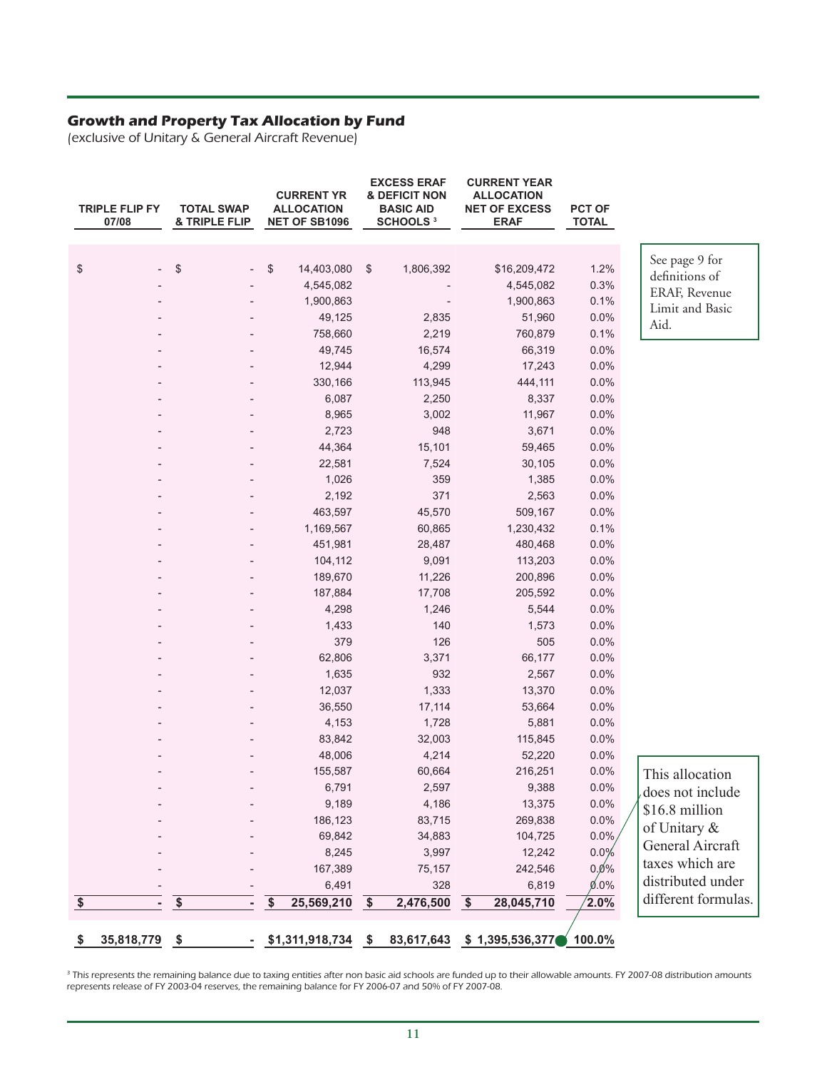## Growth and Property Tax Allocation by Fund

*(exclusive of Unitary & General Aircraft Revenue)*

| TRIPLE FLIP FY 07/08 | TOTAL SWAP & TRIPLE FLIP | CURRENT YR ALLOCATION NET OF SB1096 | EXCESS ERAF & DEFICIT NON BASIC AID SCHOOLS [3] | CURRENT YEAR ALLOCATION NET OF EXCESS ERAF | PCT OF TOTAL |
|---|---|---|---|---|---|
| $ - | $ - | $ 14,403,080 | $ 1,806,392 | $16,209,472 | 1.2% |
| - | - | 4,545,082 | - | 4,545,082 | 0.3% |
| - | - | 1,900,863 | - | 1,900,863 | 0.1% |
| - | - | 49,125 | 2,835 | 51,960 | 0.0% |
| - | - | 758,660 | 2,219 | 760,879 | 0.1% |
| - | - | 49,745 | 16,574 | 66,319 | 0.0% |
| - | - | 12,944 | 4,299 | 17,243 | 0.0% |
| - | - | 330,166 | 113,945 | 444,111 | 0.0% |
| - | - | 6,087 | 2,250 | 8,337 | 0.0% |
| - | - | 8,965 | 3,002 | 11,967 | 0.0% |
| - | - | 2,723 | 948 | 3,671 | 0.0% |
| - | - | 44,364 | 15,101 | 59,465 | 0.0% |
| - | - | 22,581 | 7,524 | 30,105 | 0.0% |
| - | - | 1,026 | 359 | 1,385 | 0.0% |
| - | - | 2,192 | 371 | 2,563 | 0.0% |
| - | - | 463,597 | 45,570 | 509,167 | 0.0% |
| - | - | 1,169,567 | 60,865 | 1,230,432 | 0.1% |
| - | - | 451,981 | 28,487 | 480,468 | 0.0% |
| - | - | 104,112 | 9,091 | 113,203 | 0.0% |
| - | - | 189,670 | 11,226 | 200,896 | 0.0% |
| - | - | 187,884 | 17,708 | 205,592 | 0.0% |
| - | - | 4,298 | 1,246 | 5,544 | 0.0% |
| - | - | 1,433 | 140 | 1,573 | 0.0% |
| - | - | 379 | 126 | 505 | 0.0% |
| - | - | 62,806 | 3,371 | 66,177 | 0.0% |
| - | - | 1,635 | 932 | 2,567 | 0.0% |
| - | - | 12,037 | 1,333 | 13,370 | 0.0% |
| - | - | 36,550 | 17,114 | 53,664 | 0.0% |
| - | - | 4,153 | 1,728 | 5,881 | 0.0% |
| - | - | 83,842 | 32,003 | 115,845 | 0.0% |
| - | - | 48,006 | 4,214 | 52,220 | 0.0% |
| - | - | 155,587 | 60,664 | 216,251 | 0.0% |
| - | - | 6,791 | 2,597 | 9,388 | 0.0% |
| - | - | 9,189 | 4,186 | 13,375 | 0.0% |
| - | - | 186,123 | 83,715 | 269,838 | 0.0% |
| - | - | 69,842 | 34,883 | 104,725 | 0.0% |
| - | - | 8,245 | 3,997 | 12,242 | 0.0% |
| - | - | 167,389 | 75,157 | 242,546 | 0.0% |
| - | - | 6,491 | 328 | 6,819 | 0.0% |
| **$ -** | **$ -** | **$ 25,569,210** | **$ 2,476,500** | **$ 28,045,710** | **2.0%** |
| **$ 35,818,779** | **$ -** | **$1,311,918,734** | **$ 83,617,643** | **$ 1,395,536,377** | **100.0%** |

See page 9 for definitions of ERAF, Revenue Limit and Basic Aid.

This allocation does not include $16.8 million of Unitary & General Aircraft taxes which are distributed under different formulas.

[3] This represents the remaining balance due to taxing entities after non basic aid schools are funded up to their allowable amounts. FY 2007-08 distribution amounts represents release of FY 2003-04 reserves, the remaining balance for FY 2006-07 and 50% of FY 2007-08.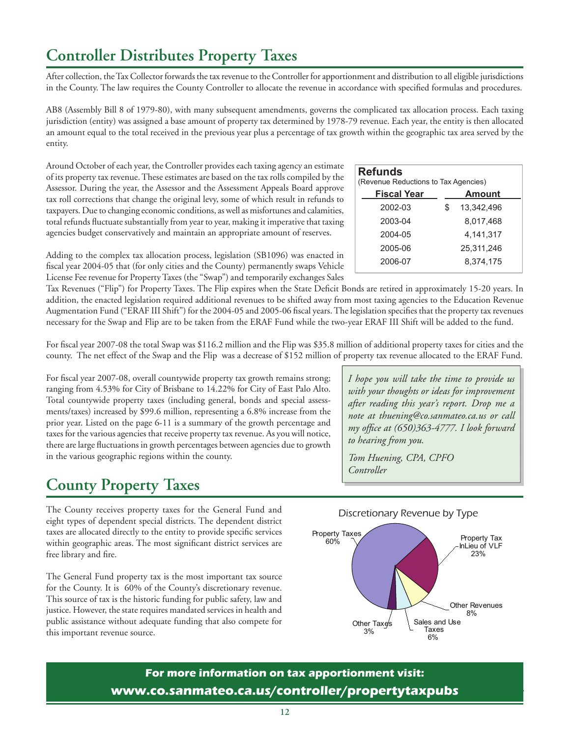# Controller Distributes Property Taxes

After collection, the Tax Collector forwards the tax revenue to the Controller for apportionment and distribution to all eligible jurisdictions in the County. The law requires the County Controller to allocate the revenue in accordance with specified formulas and procedures.

AB8 (Assembly Bill 8 of 1979-80), with many subsequent amendments, governs the complicated tax allocation process. Each taxing jurisdiction (entity) was assigned a base amount of property tax determined by 1978-79 revenue. Each year, the entity is then allocated an amount equal to the total received in the previous year plus a percentage of tax growth within the geographic tax area served by the entity.

Around October of each year, the Controller provides each taxing agency an estimate of its property tax revenue. These estimates are based on the tax rolls compiled by the Assessor. During the year, the Assessor and the Assessment Appeals Board approve tax roll corrections that change the original levy, some of which result in refunds to taxpayers. Due to changing economic conditions, as well as misfortunes and calamities, total refunds fluctuate substantially from year to year, making it imperative that taxing agencies budget conservatively and maintain an appropriate amount of reserves.

**Refunds**
(Revenue Reductions to Tax Agencies)

| Fiscal Year | Amount |
|---|---|
| 2002-03 | $ 13,342,496 |
| 2003-04 | 8,017,468 |
| 2004-05 | 4,141,317 |
| 2005-06 | 25,311,246 |
| 2006-07 | 8,374,175 |

Adding to the complex tax allocation process, legislation (SB1096) was enacted in fiscal year 2004-05 that (for only cities and the County) permanently swaps Vehicle License Fee revenue for Property Taxes (the "Swap") and temporarily exchanges Sales Tax Revenues ("Flip") for Property Taxes. The Flip expires when the State Deficit Bonds are retired in approximately 15-20 years. In addition, the enacted legislation required additional revenues to be shifted away from most taxing agencies to the Education Revenue Augmentation Fund ("ERAF III Shift") for the 2004-05 and 2005-06 fiscal years. The legislation specifies that the property tax revenues necessary for the Swap and Flip are to be taken from the ERAF Fund while the two-year ERAF III Shift will be added to the fund.

For fiscal year 2007-08 the total Swap was $116.2 million and the Flip was $35.8 million of additional property taxes for cities and the county. The net effect of the Swap and the Flip was a decrease of $152 million of property tax revenue allocated to the ERAF Fund.

For fiscal year 2007-08, overall countywide property tax growth remains strong; ranging from 4.53% for City of Brisbane to 14.22% for City of East Palo Alto. Total countywide property taxes (including general, bonds and special assessments/taxes) increased by $99.6 million, representing a 6.8% increase from the prior year. Listed on the page 6-11 is a summary of the growth percentage and taxes for the various agencies that receive property tax revenue. As you will notice, there are large fluctuations in growth percentages between agencies due to growth in the various geographic regions within the county.

*I hope you will take the time to provide us with your thoughts or ideas for improvement after reading this year's report. Drop me a note at thuening@co.sanmateo.ca.us or call my office at (650)363-4777. I look forward to hearing from you.*

*Tom Huening, CPA, CPFO*
*Controller*

# County Property Taxes

The County receives property taxes for the General Fund and eight types of dependent special districts. The dependent district taxes are allocated directly to the entity to provide specific services within geographic areas. The most significant district services are free library and fire.

The General Fund property tax is the most important tax source for the County. It is 60% of the County's discretionary revenue. This source of tax is the historic funding for public safety, law and justice. However, the state requires mandated services in health and public assistance without adequate funding that also compete for this important revenue source.

Discretionary Revenue by Type

Property Taxes 60%
Property Tax InLieu of VLF 23%
Other Revenues 8%
Sales and Use Taxes 6%
Other Taxes 3%

**For more information on tax apportionment visit:**
**www.co.sanmateo.ca.us/controller/propertytaxpubs**